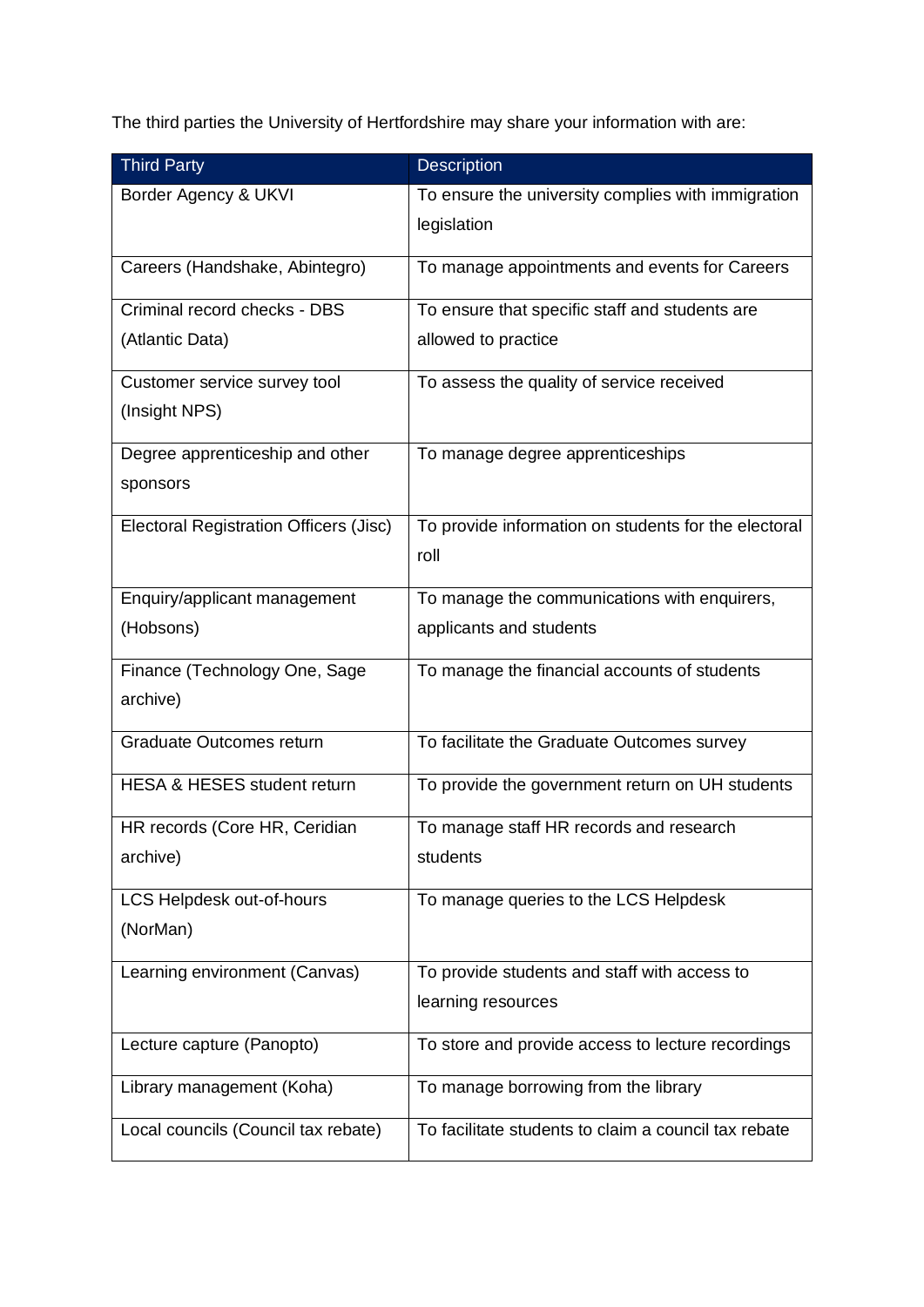The third parties the University of Hertfordshire may share your information with are:

| Third Party | Description |
| --- | --- |
| Border Agency & UKVI | To ensure the university complies with immigration legislation |
| Careers (Handshake, Abintegro) | To manage appointments and events for Careers |
| Criminal record checks - DBS (Atlantic Data) | To ensure that specific staff and students are allowed to practice |
| Customer service survey tool (Insight NPS) | To assess the quality of service received |
| Degree apprenticeship and other sponsors | To manage degree apprenticeships |
| Electoral Registration Officers (Jisc) | To provide information on students for the electoral roll |
| Enquiry/applicant management (Hobsons) | To manage the communications with enquirers, applicants and students |
| Finance (Technology One, Sage archive) | To manage the financial accounts of students |
| Graduate Outcomes return | To facilitate the Graduate Outcomes survey |
| HESA & HESES student return | To provide the government return on UH students |
| HR records (Core HR, Ceridian archive) | To manage staff HR records and research students |
| LCS Helpdesk out-of-hours (NorMan) | To manage queries to the LCS Helpdesk |
| Learning environment (Canvas) | To provide students and staff with access to learning resources |
| Lecture capture (Panopto) | To store and provide access to lecture recordings |
| Library management (Koha) | To manage borrowing from the library |
| Local councils (Council tax rebate) | To facilitate students to claim a council tax rebate |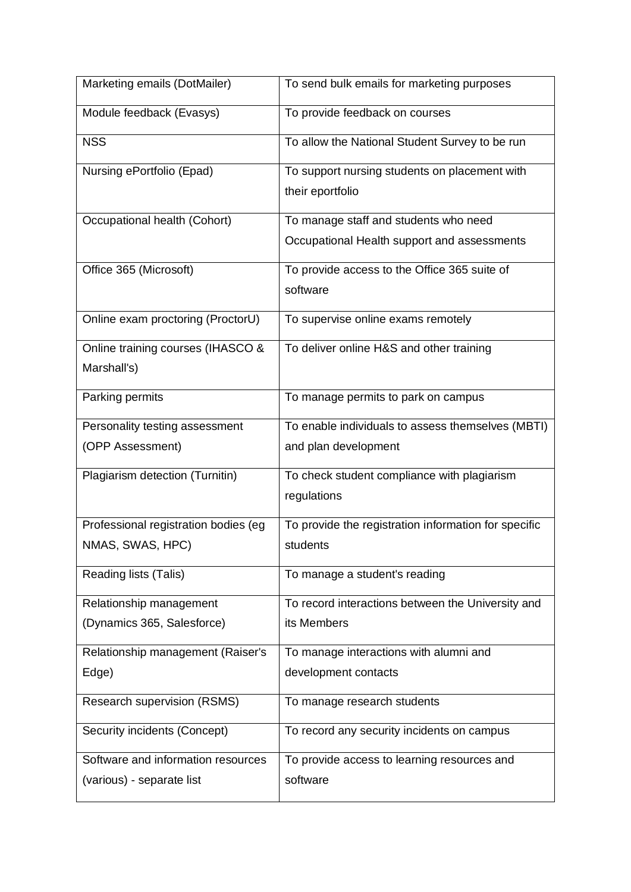| | |
|---|---|
| Marketing emails (DotMailer) | To send bulk emails for marketing purposes |
| Module feedback (Evasys) | To provide feedback on courses |
| NSS | To allow the National Student Survey to be run |
| Nursing ePortfolio (Epad) | To support nursing students on placement with their eportfolio |
| Occupational health (Cohort) | To manage staff and students who need Occupational Health support and assessments |
| Office 365 (Microsoft) | To provide access to the Office 365 suite of software |
| Online exam proctoring (ProctorU) | To supervise online exams remotely |
| Online training courses (IHASCO & Marshall's) | To deliver online H&S and other training |
| Parking permits | To manage permits to park on campus |
| Personality testing assessment (OPP Assessment) | To enable individuals to assess themselves (MBTI) and plan development |
| Plagiarism detection (Turnitin) | To check student compliance with plagiarism regulations |
| Professional registration bodies (eg NMAS, SWAS, HPC) | To provide the registration information for specific students |
| Reading lists (Talis) | To manage a student's reading |
| Relationship management (Dynamics 365, Salesforce) | To record interactions between the University and its Members |
| Relationship management (Raiser's Edge) | To manage interactions with alumni and development contacts |
| Research supervision (RSMS) | To manage research students |
| Security incidents (Concept) | To record any security incidents on campus |
| Software and information resources (various) - separate list | To provide access to learning resources and software |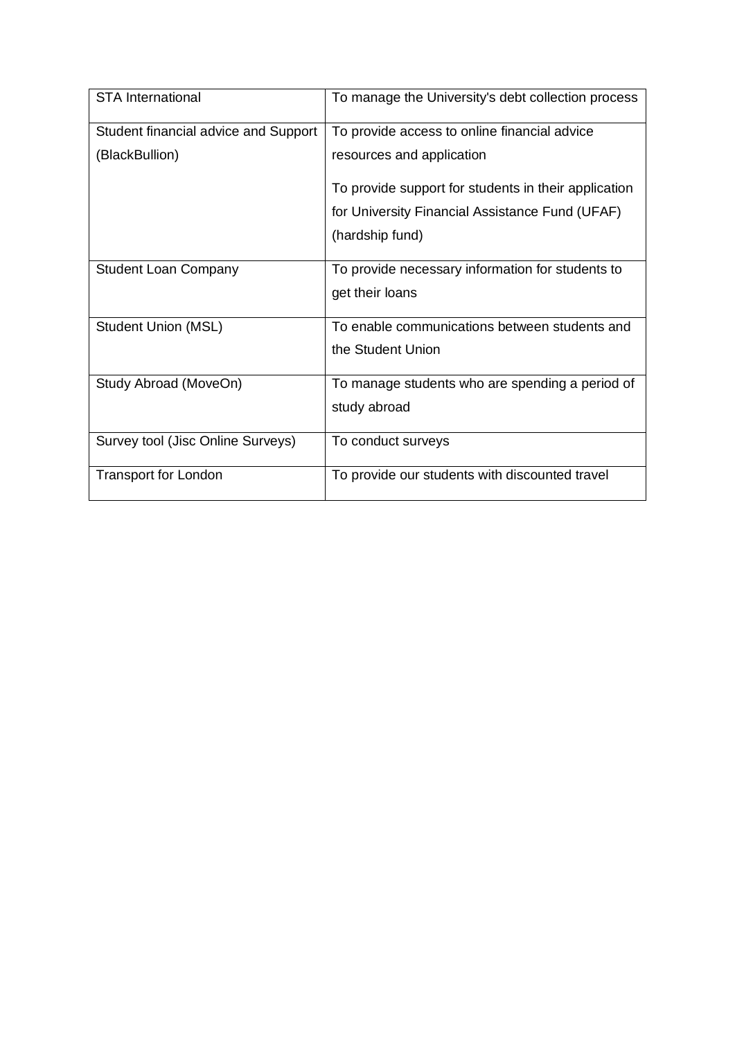| | |
|---|---|
| STA International | To manage the University's debt collection process |
| Student financial advice and Support (BlackBullion) | To provide access to online financial advice resources and application<br><br>To provide support for students in their application for University Financial Assistance Fund (UFAF) (hardship fund) |
| Student Loan Company | To provide necessary information for students to get their loans |
| Student Union (MSL) | To enable communications between students and the Student Union |
| Study Abroad (MoveOn) | To manage students who are spending a period of study abroad |
| Survey tool (Jisc Online Surveys) | To conduct surveys |
| Transport for London | To provide our students with discounted travel |